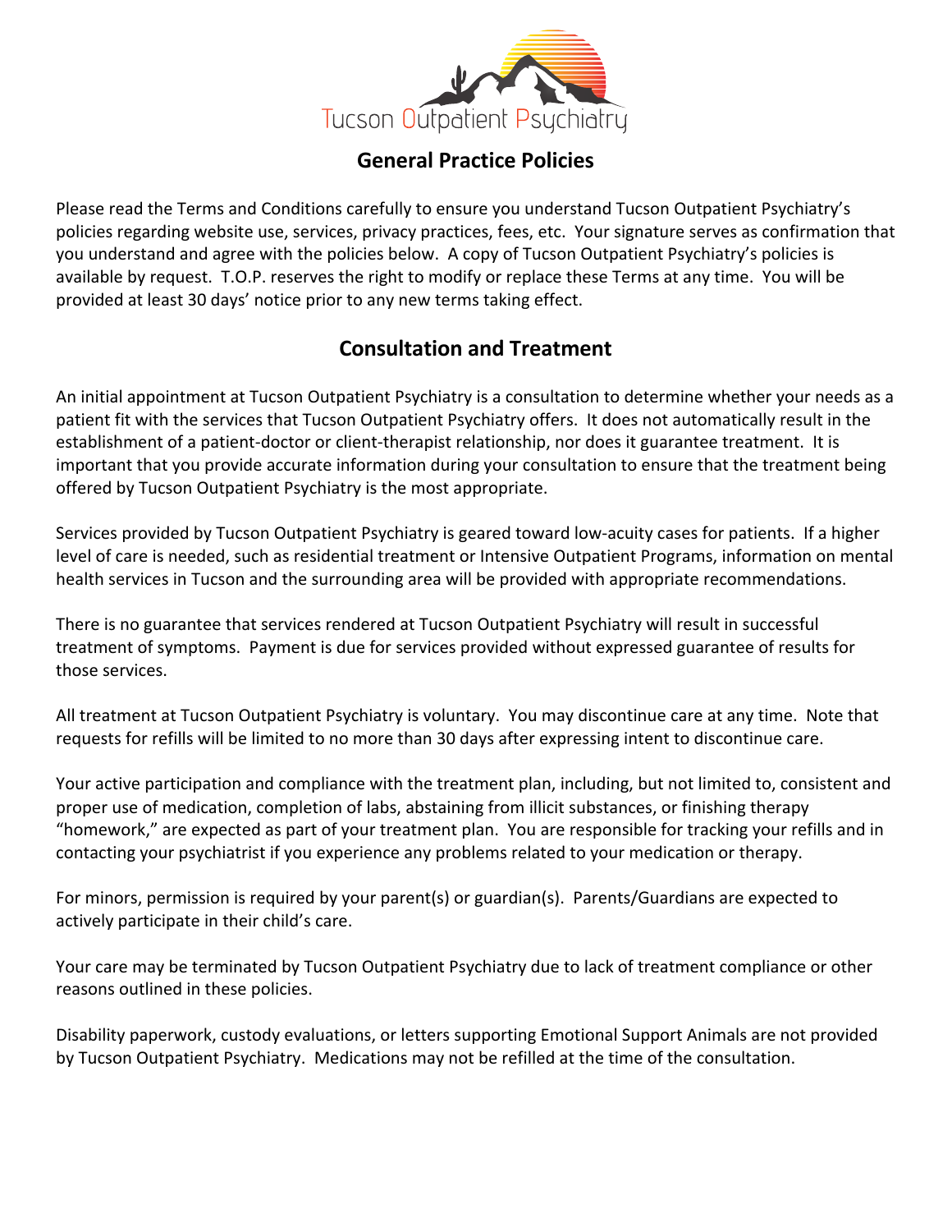Tucson Outpatient Psychiatry

# General Practice Policies

Please read the Terms and Conditions carefully to ensure you understand Tucson Outpatient Psychiatry's policies regarding website use, services, privacy practices, fees, etc. Your signature serves as confirmation that you understand and agree with the policies below. A copy of Tucson Outpatient Psychiatry's policies is available by request. T.O.P. reserves the right to modify or replace these Terms at any time. You will be provided at least 30 days' notice prior to any new terms taking effect.

## Consultation and Treatment

An initial appointment at Tucson Outpatient Psychiatry is a consultation to determine whether your needs as a patient fit with the services that Tucson Outpatient Psychiatry offers. It does not automatically result in the establishment of a patient-doctor or client-therapist relationship, nor does it guarantee treatment. It is important that you provide accurate information during your consultation to ensure that the treatment being offered by Tucson Outpatient Psychiatry is the most appropriate.

Services provided by Tucson Outpatient Psychiatry is geared toward low-acuity cases for patients. If a higher level of care is needed, such as residential treatment or Intensive Outpatient Programs, information on mental health services in Tucson and the surrounding area will be provided with appropriate recommendations.

There is no guarantee that services rendered at Tucson Outpatient Psychiatry will result in successful treatment of symptoms. Payment is due for services provided without expressed guarantee of results for those services.

All treatment at Tucson Outpatient Psychiatry is voluntary. You may discontinue care at any time. Note that requests for refills will be limited to no more than 30 days after expressing intent to discontinue care.

Your active participation and compliance with the treatment plan, including, but not limited to, consistent and proper use of medication, completion of labs, abstaining from illicit substances, or finishing therapy "homework," are expected as part of your treatment plan. You are responsible for tracking your refills and in contacting your psychiatrist if you experience any problems related to your medication or therapy.

For minors, permission is required by your parent(s) or guardian(s). Parents/Guardians are expected to actively participate in their child's care.

Your care may be terminated by Tucson Outpatient Psychiatry due to lack of treatment compliance or other reasons outlined in these policies.

Disability paperwork, custody evaluations, or letters supporting Emotional Support Animals are not provided by Tucson Outpatient Psychiatry. Medications may not be refilled at the time of the consultation.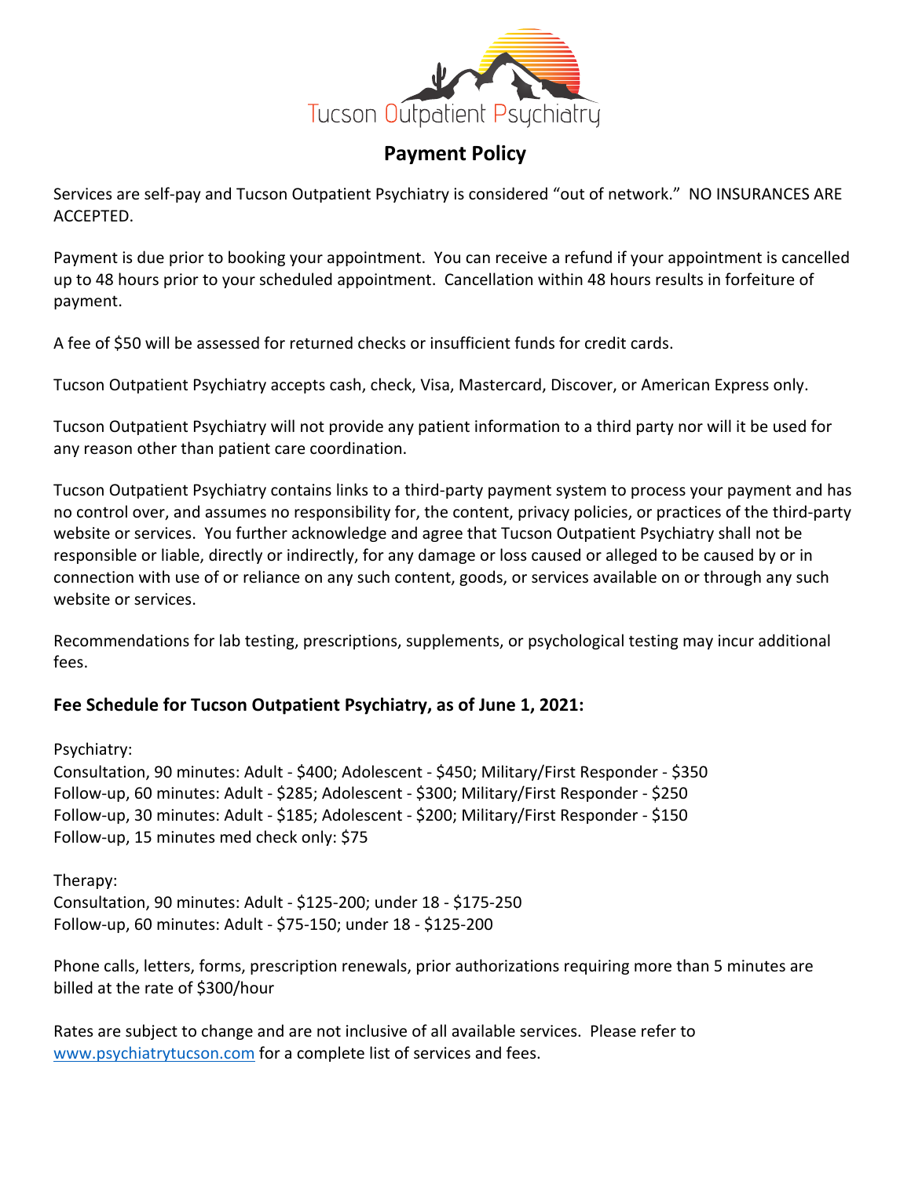Tucson Outpatient Psychiatry

# Payment Policy

Services are self-pay and Tucson Outpatient Psychiatry is considered "out of network." NO INSURANCES ARE ACCEPTED.

Payment is due prior to booking your appointment. You can receive a refund if your appointment is cancelled up to 48 hours prior to your scheduled appointment. Cancellation within 48 hours results in forfeiture of payment.

A fee of $50 will be assessed for returned checks or insufficient funds for credit cards.

Tucson Outpatient Psychiatry accepts cash, check, Visa, Mastercard, Discover, or American Express only.

Tucson Outpatient Psychiatry will not provide any patient information to a third party nor will it be used for any reason other than patient care coordination.

Tucson Outpatient Psychiatry contains links to a third-party payment system to process your payment and has no control over, and assumes no responsibility for, the content, privacy policies, or practices of the third-party website or services. You further acknowledge and agree that Tucson Outpatient Psychiatry shall not be responsible or liable, directly or indirectly, for any damage or loss caused or alleged to be caused by or in connection with use of or reliance on any such content, goods, or services available on or through any such website or services.

Recommendations for lab testing, prescriptions, supplements, or psychological testing may incur additional fees.

## Fee Schedule for Tucson Outpatient Psychiatry, as of June 1, 2021:

Psychiatry:
Consultation, 90 minutes: Adult - $400; Adolescent - $450; Military/First Responder - $350
Follow-up, 60 minutes: Adult - $285; Adolescent - $300; Military/First Responder - $250
Follow-up, 30 minutes: Adult - $185; Adolescent - $200; Military/First Responder - $150
Follow-up, 15 minutes med check only: $75

Therapy:
Consultation, 90 minutes: Adult - $125-200; under 18 - $175-250
Follow-up, 60 minutes: Adult - $75-150; under 18 - $125-200

Phone calls, letters, forms, prescription renewals, prior authorizations requiring more than 5 minutes are billed at the rate of $300/hour

Rates are subject to change and are not inclusive of all available services. Please refer to [www.psychiatrytucson.com](http://www.psychiatrytucson.com) for a complete list of services and fees.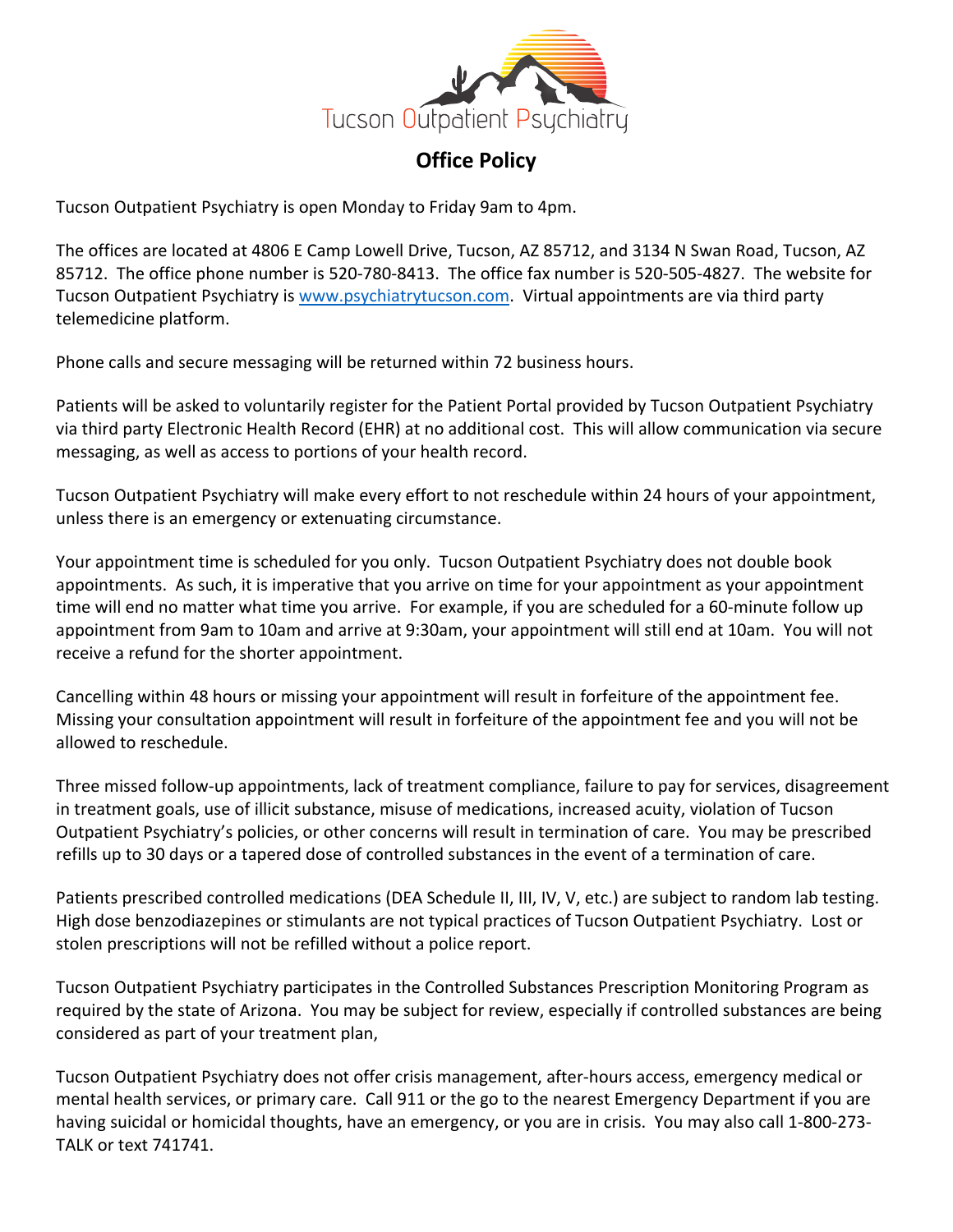Tucson Outpatient Psychiatry

# Office Policy

Tucson Outpatient Psychiatry is open Monday to Friday 9am to 4pm.

The offices are located at 4806 E Camp Lowell Drive, Tucson, AZ 85712, and 3134 N Swan Road, Tucson, AZ 85712. The office phone number is 520-780-8413. The office fax number is 520-505-4827. The website for Tucson Outpatient Psychiatry is [www.psychiatrytucson.com](http://www.psychiatrytucson.com). Virtual appointments are via third party telemedicine platform.

Phone calls and secure messaging will be returned within 72 business hours.

Patients will be asked to voluntarily register for the Patient Portal provided by Tucson Outpatient Psychiatry via third party Electronic Health Record (EHR) at no additional cost. This will allow communication via secure messaging, as well as access to portions of your health record.

Tucson Outpatient Psychiatry will make every effort to not reschedule within 24 hours of your appointment, unless there is an emergency or extenuating circumstance.

Your appointment time is scheduled for you only. Tucson Outpatient Psychiatry does not double book appointments. As such, it is imperative that you arrive on time for your appointment as your appointment time will end no matter what time you arrive. For example, if you are scheduled for a 60-minute follow up appointment from 9am to 10am and arrive at 9:30am, your appointment will still end at 10am. You will not receive a refund for the shorter appointment.

Cancelling within 48 hours or missing your appointment will result in forfeiture of the appointment fee. Missing your consultation appointment will result in forfeiture of the appointment fee and you will not be allowed to reschedule.

Three missed follow-up appointments, lack of treatment compliance, failure to pay for services, disagreement in treatment goals, use of illicit substance, misuse of medications, increased acuity, violation of Tucson Outpatient Psychiatry's policies, or other concerns will result in termination of care. You may be prescribed refills up to 30 days or a tapered dose of controlled substances in the event of a termination of care.

Patients prescribed controlled medications (DEA Schedule II, III, IV, V, etc.) are subject to random lab testing. High dose benzodiazepines or stimulants are not typical practices of Tucson Outpatient Psychiatry. Lost or stolen prescriptions will not be refilled without a police report.

Tucson Outpatient Psychiatry participates in the Controlled Substances Prescription Monitoring Program as required by the state of Arizona. You may be subject for review, especially if controlled substances are being considered as part of your treatment plan,

Tucson Outpatient Psychiatry does not offer crisis management, after-hours access, emergency medical or mental health services, or primary care. Call 911 or the go to the nearest Emergency Department if you are having suicidal or homicidal thoughts, have an emergency, or you are in crisis. You may also call 1-800-273-TALK or text 741741.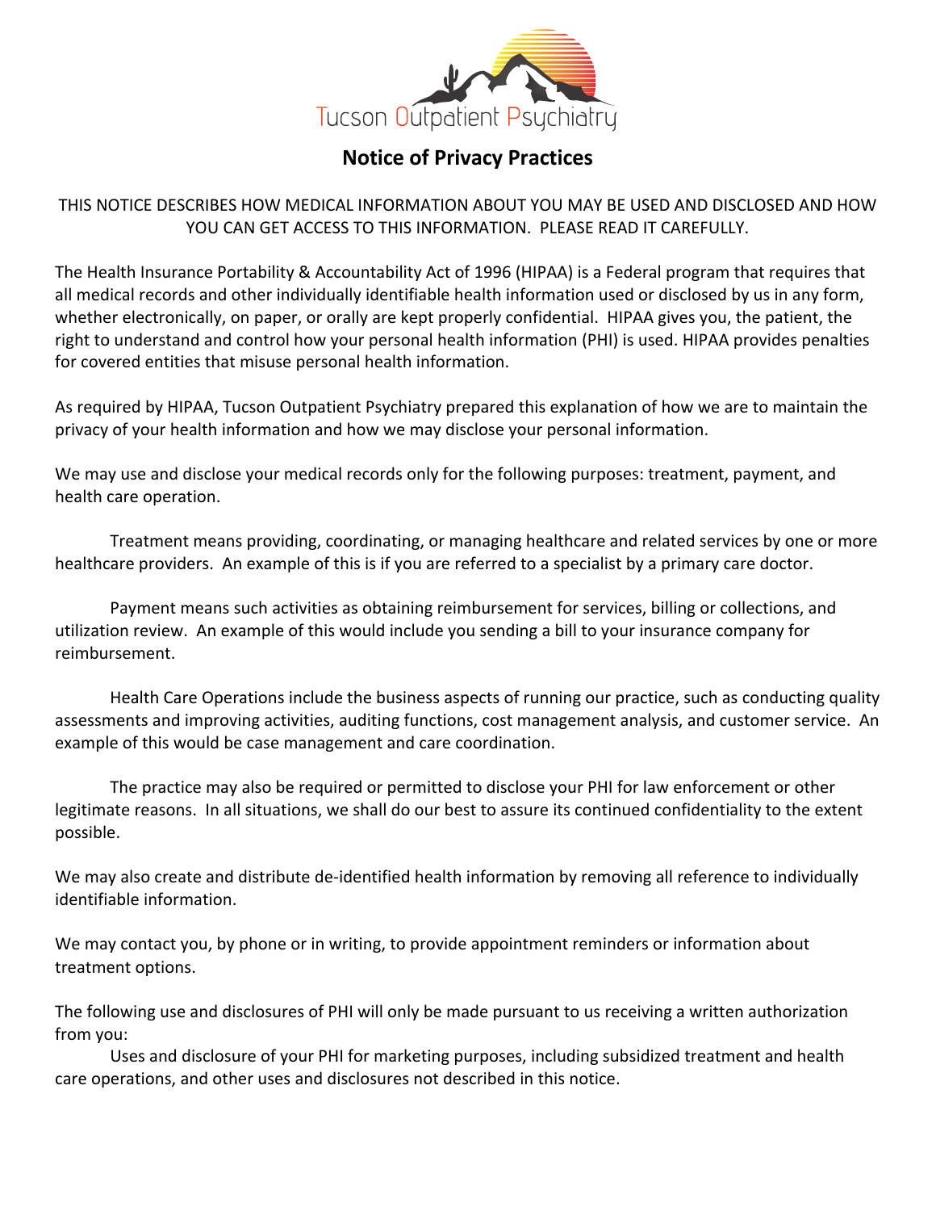Tucson Outpatient Psychiatry

# Notice of Privacy Practices

THIS NOTICE DESCRIBES HOW MEDICAL INFORMATION ABOUT YOU MAY BE USED AND DISCLOSED AND HOW YOU CAN GET ACCESS TO THIS INFORMATION. PLEASE READ IT CAREFULLY.

The Health Insurance Portability & Accountability Act of 1996 (HIPAA) is a Federal program that requires that all medical records and other individually identifiable health information used or disclosed by us in any form, whether electronically, on paper, or orally are kept properly confidential. HIPAA gives you, the patient, the right to understand and control how your personal health information (PHI) is used. HIPAA provides penalties for covered entities that misuse personal health information.

As required by HIPAA, Tucson Outpatient Psychiatry prepared this explanation of how we are to maintain the privacy of your health information and how we may disclose your personal information.

We may use and disclose your medical records only for the following purposes: treatment, payment, and health care operation.

Treatment means providing, coordinating, or managing healthcare and related services by one or more healthcare providers. An example of this is if you are referred to a specialist by a primary care doctor.

Payment means such activities as obtaining reimbursement for services, billing or collections, and utilization review. An example of this would include you sending a bill to your insurance company for reimbursement.

Health Care Operations include the business aspects of running our practice, such as conducting quality assessments and improving activities, auditing functions, cost management analysis, and customer service. An example of this would be case management and care coordination.

The practice may also be required or permitted to disclose your PHI for law enforcement or other legitimate reasons. In all situations, we shall do our best to assure its continued confidentiality to the extent possible.

We may also create and distribute de-identified health information by removing all reference to individually identifiable information.

We may contact you, by phone or in writing, to provide appointment reminders or information about treatment options.

The following use and disclosures of PHI will only be made pursuant to us receiving a written authorization from you:

Uses and disclosure of your PHI for marketing purposes, including subsidized treatment and health care operations, and other uses and disclosures not described in this notice.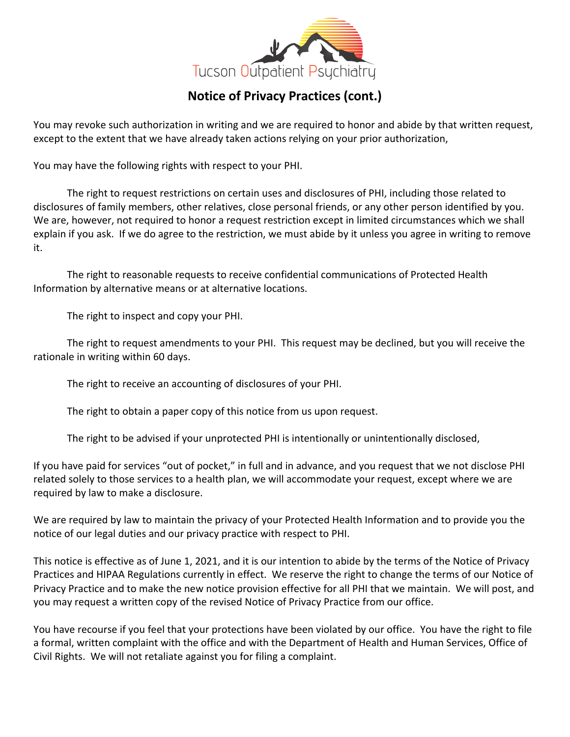Tucson Outpatient Psychiatry

## Notice of Privacy Practices (cont.)

You may revoke such authorization in writing and we are required to honor and abide by that written request, except to the extent that we have already taken actions relying on your prior authorization,

You may have the following rights with respect to your PHI.

The right to request restrictions on certain uses and disclosures of PHI, including those related to disclosures of family members, other relatives, close personal friends, or any other person identified by you. We are, however, not required to honor a request restriction except in limited circumstances which we shall explain if you ask. If we do agree to the restriction, we must abide by it unless you agree in writing to remove it.

The right to reasonable requests to receive confidential communications of Protected Health Information by alternative means or at alternative locations.

The right to inspect and copy your PHI.

The right to request amendments to your PHI. This request may be declined, but you will receive the rationale in writing within 60 days.

The right to receive an accounting of disclosures of your PHI.

The right to obtain a paper copy of this notice from us upon request.

The right to be advised if your unprotected PHI is intentionally or unintentionally disclosed,

If you have paid for services "out of pocket," in full and in advance, and you request that we not disclose PHI related solely to those services to a health plan, we will accommodate your request, except where we are required by law to make a disclosure.

We are required by law to maintain the privacy of your Protected Health Information and to provide you the notice of our legal duties and our privacy practice with respect to PHI.

This notice is effective as of June 1, 2021, and it is our intention to abide by the terms of the Notice of Privacy Practices and HIPAA Regulations currently in effect. We reserve the right to change the terms of our Notice of Privacy Practice and to make the new notice provision effective for all PHI that we maintain. We will post, and you may request a written copy of the revised Notice of Privacy Practice from our office.

You have recourse if you feel that your protections have been violated by our office. You have the right to file a formal, written complaint with the office and with the Department of Health and Human Services, Office of Civil Rights. We will not retaliate against you for filing a complaint.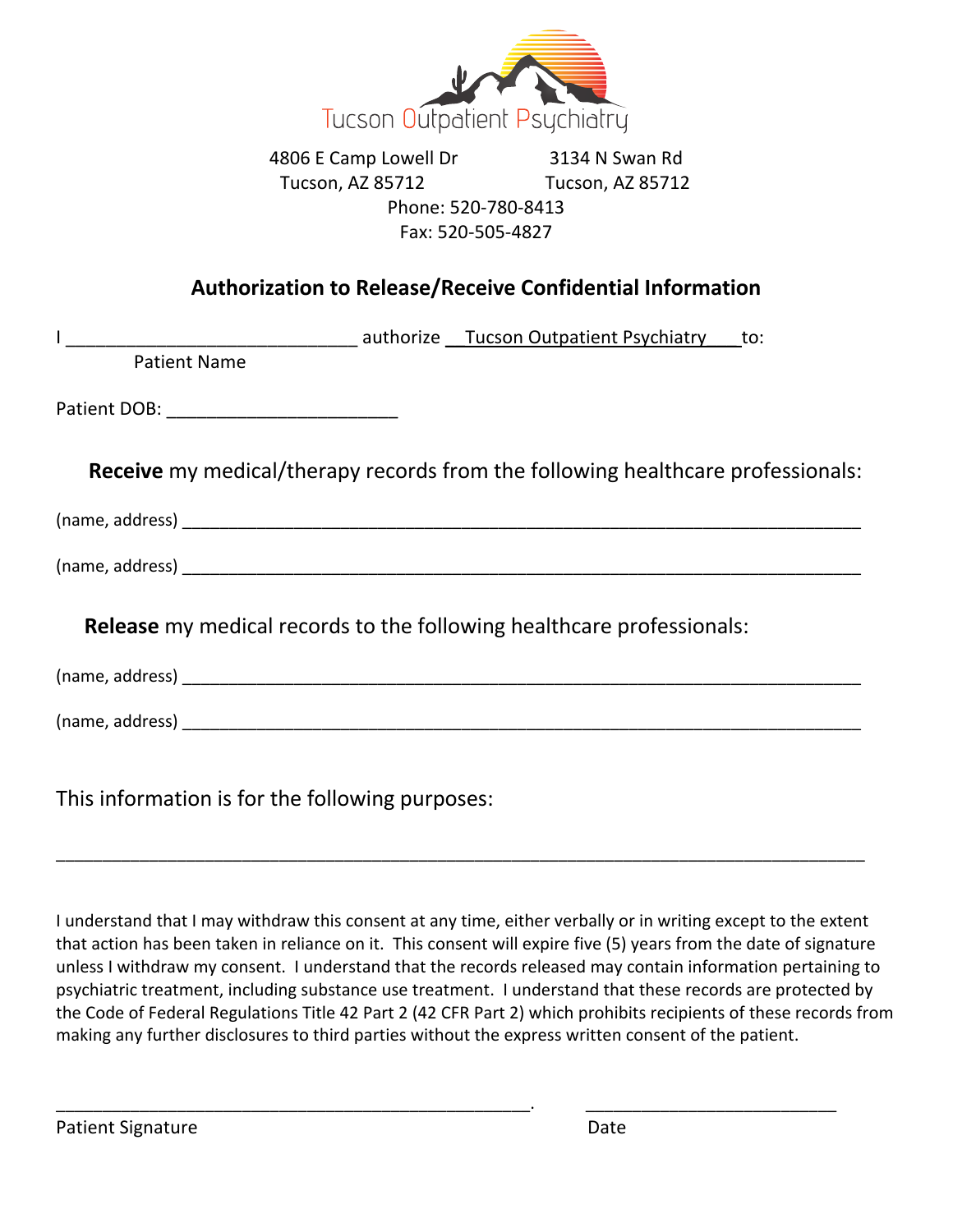Tucson Outpatient Psychiatry

4806 E Camp Lowell Dr
Tucson, AZ 85712

3134 N Swan Rd
Tucson, AZ 85712

Phone: 520-780-8413
Fax: 520-505-4827

## Authorization to Release/Receive Confidential Information

I ______________________________ authorize __Tucson Outpatient Psychiatry___ to:
Patient Name

Patient DOB: _______________________

**Receive** my medical/therapy records from the following healthcare professionals:

(name, address) ___________________________________________________________________________

(name, address) ___________________________________________________________________________

**Release** my medical records to the following healthcare professionals:

(name, address) ___________________________________________________________________________

(name, address) ___________________________________________________________________________

This information is for the following purposes:

_______________________________________________________________________________________

I understand that I may withdraw this consent at any time, either verbally or in writing except to the extent that action has been taken in reliance on it. This consent will expire five (5) years from the date of signature unless I withdraw my consent. I understand that the records released may contain information pertaining to psychiatric treatment, including substance use treatment. I understand that these records are protected by the Code of Federal Regulations Title 42 Part 2 (42 CFR Part 2) which prohibits recipients of these records from making any further disclosures to third parties without the express written consent of the patient.

__________________________________________________. ___________________________
Patient Signature Date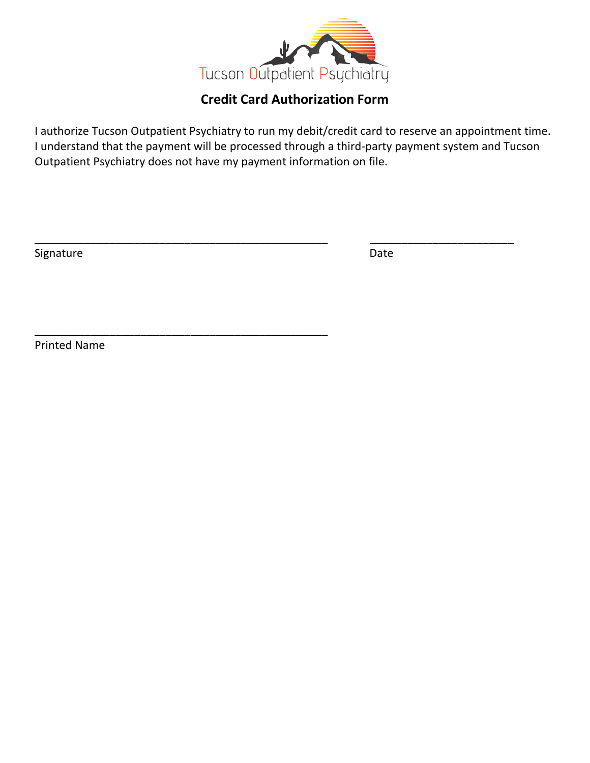Tucson Outpatient Psychiatry

## Credit Card Authorization Form

I authorize Tucson Outpatient Psychiatry to run my debit/credit card to reserve an appointment time. I understand that the payment will be processed through a third-party payment system and Tucson Outpatient Psychiatry does not have my payment information on file.

_______________________________________________ _______________________

Signature Date

_______________________________________________

Printed Name